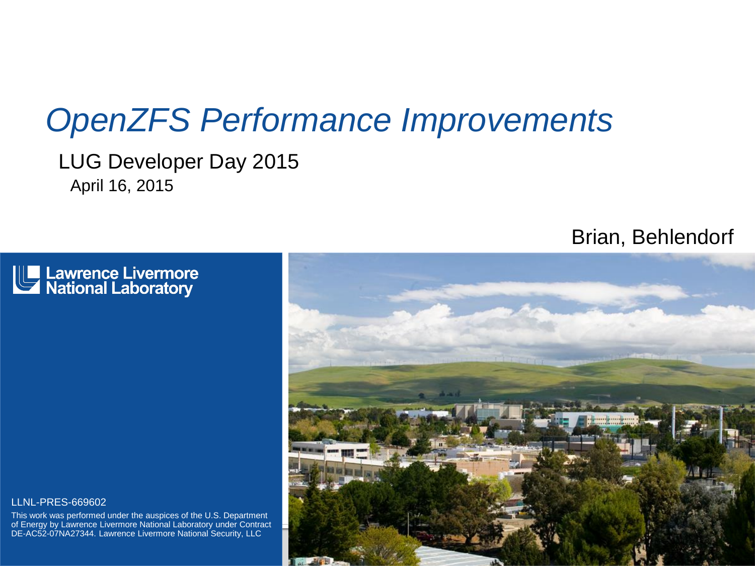# *OpenZFS Performance Improvements*

LUG Developer Day 2015

April 16, 2015

Brian, Behlendorf

Lawrence Livermore National Laboratory

LLNL-PRES-669602

This work was performed under the auspices of the U.S. Department of Energy by Lawrence Livermore National Laboratory under Contract DE-AC52-07NA27344. Lawrence Livermore National Security, LLC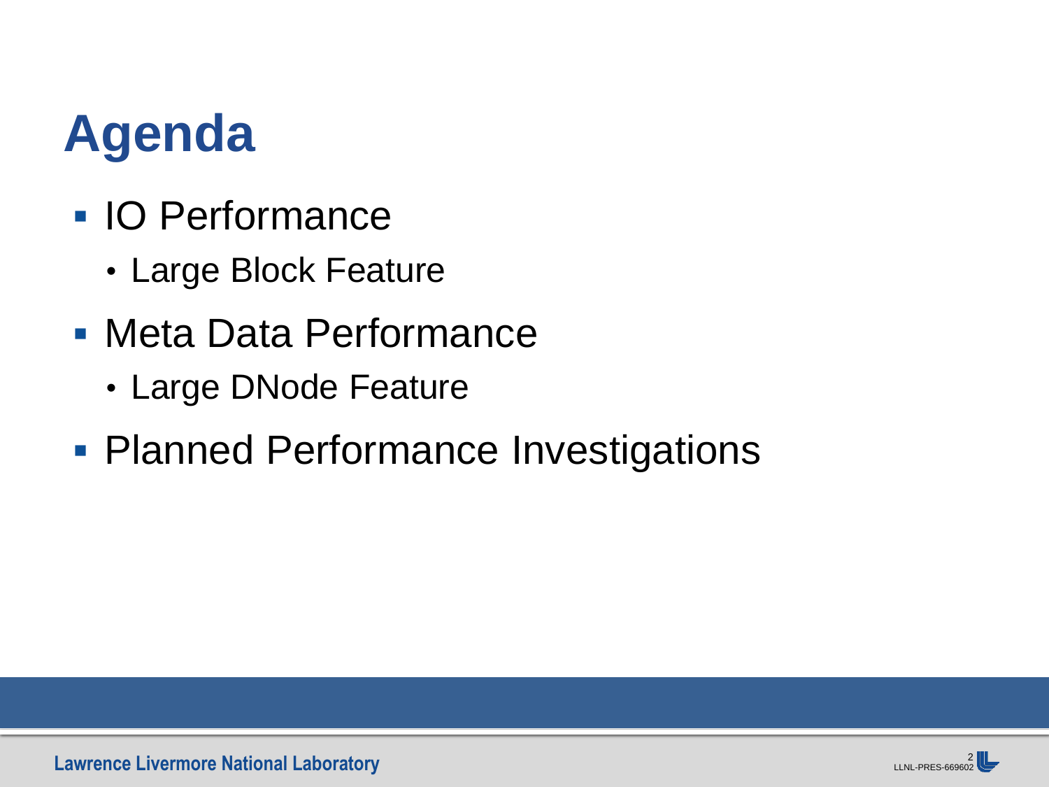# Agenda

- IO Performance
  - Large Block Feature
- Meta Data Performance
  - Large DNode Feature
- Planned Performance Investigations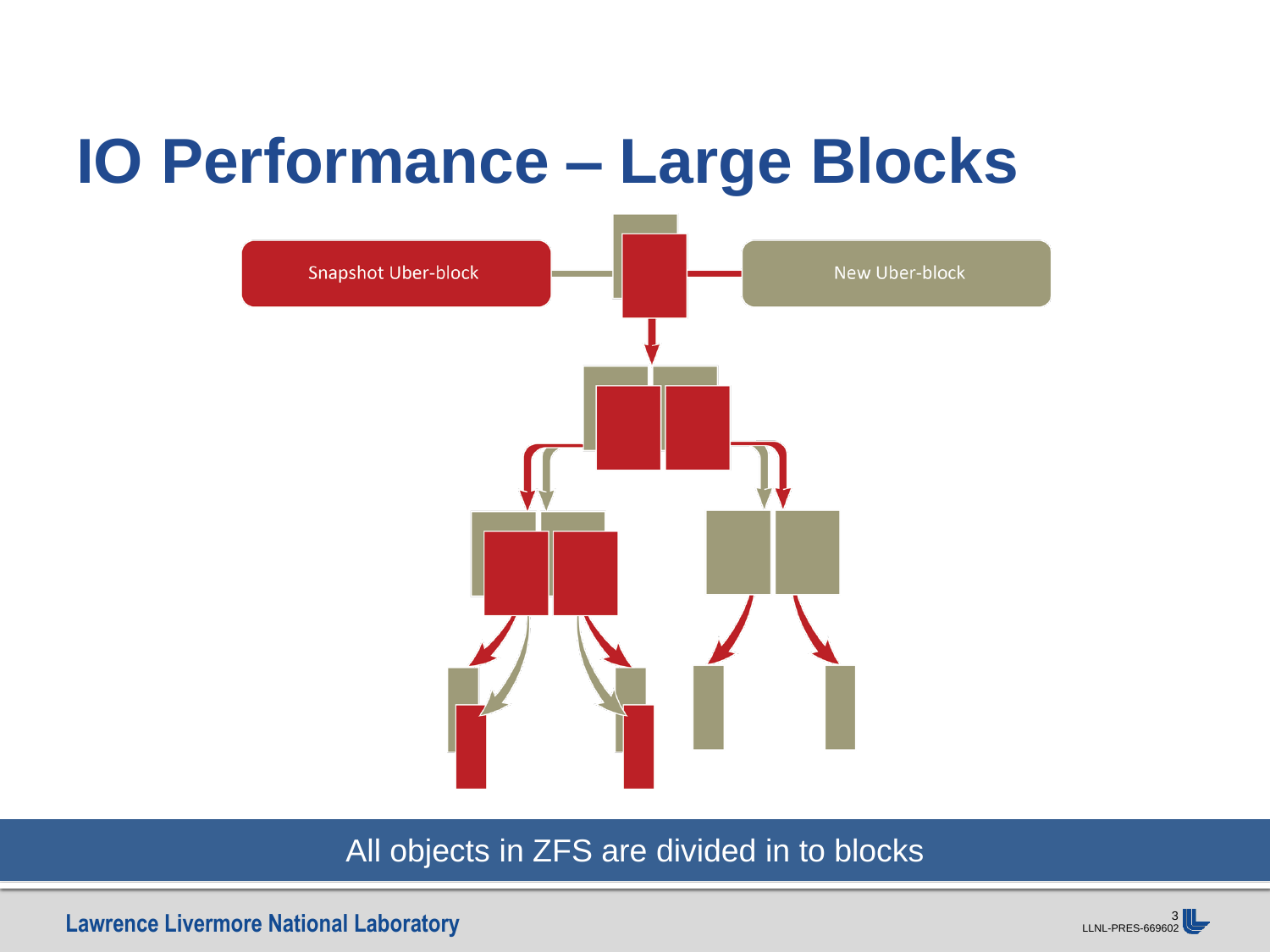# IO Performance – Large Blocks

Snapshot Uber-block

New Uber-block

All objects in ZFS are divided in to blocks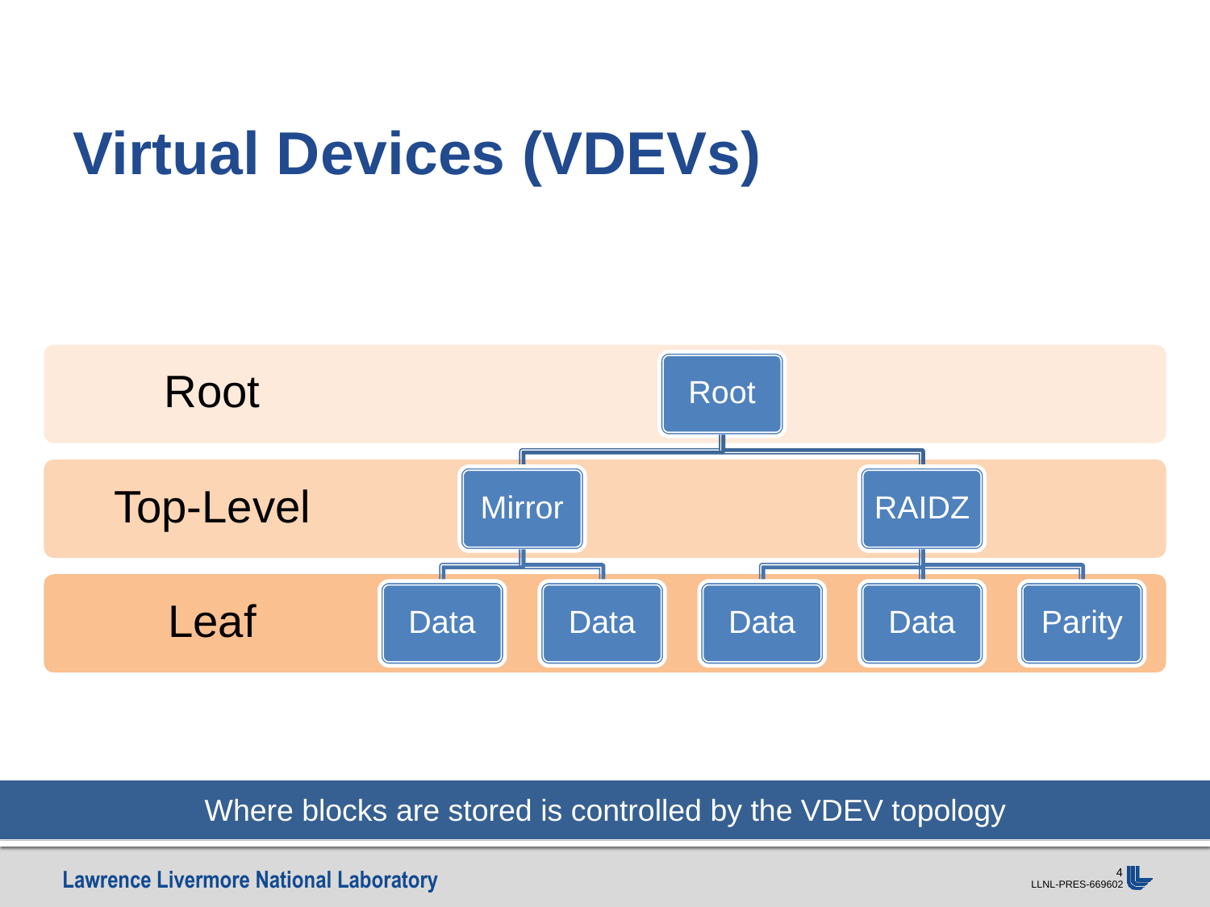# Virtual Devices (VDEVs)

| Level | VDEVs |
| --- | --- |
| Root | Root |
| Top-Level | Mirror, RAIDZ |
| Leaf | Data, Data (Mirror); Data, Data, Parity (RAIDZ) |

Where blocks are stored is controlled by the VDEV topology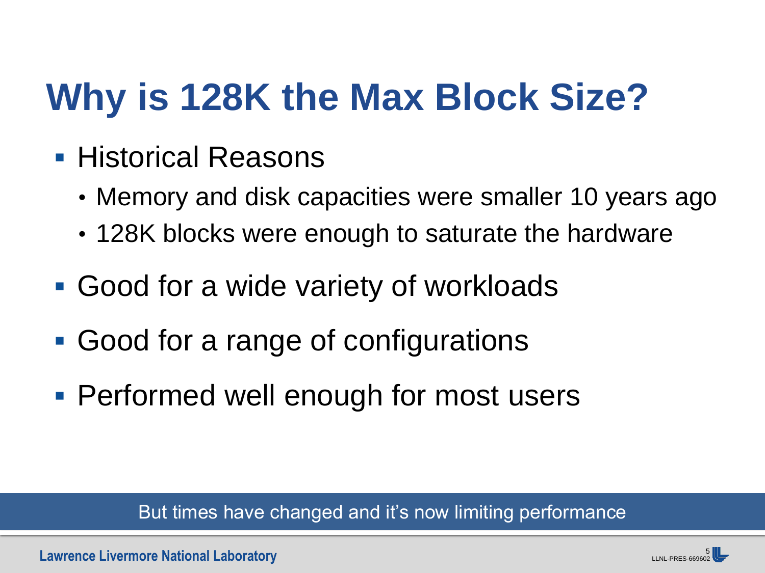# Why is 128K the Max Block Size?

- Historical Reasons
  - Memory and disk capacities were smaller 10 years ago
  - 128K blocks were enough to saturate the hardware
- Good for a wide variety of workloads
- Good for a range of configurations
- Performed well enough for most users

But times have changed and it's now limiting performance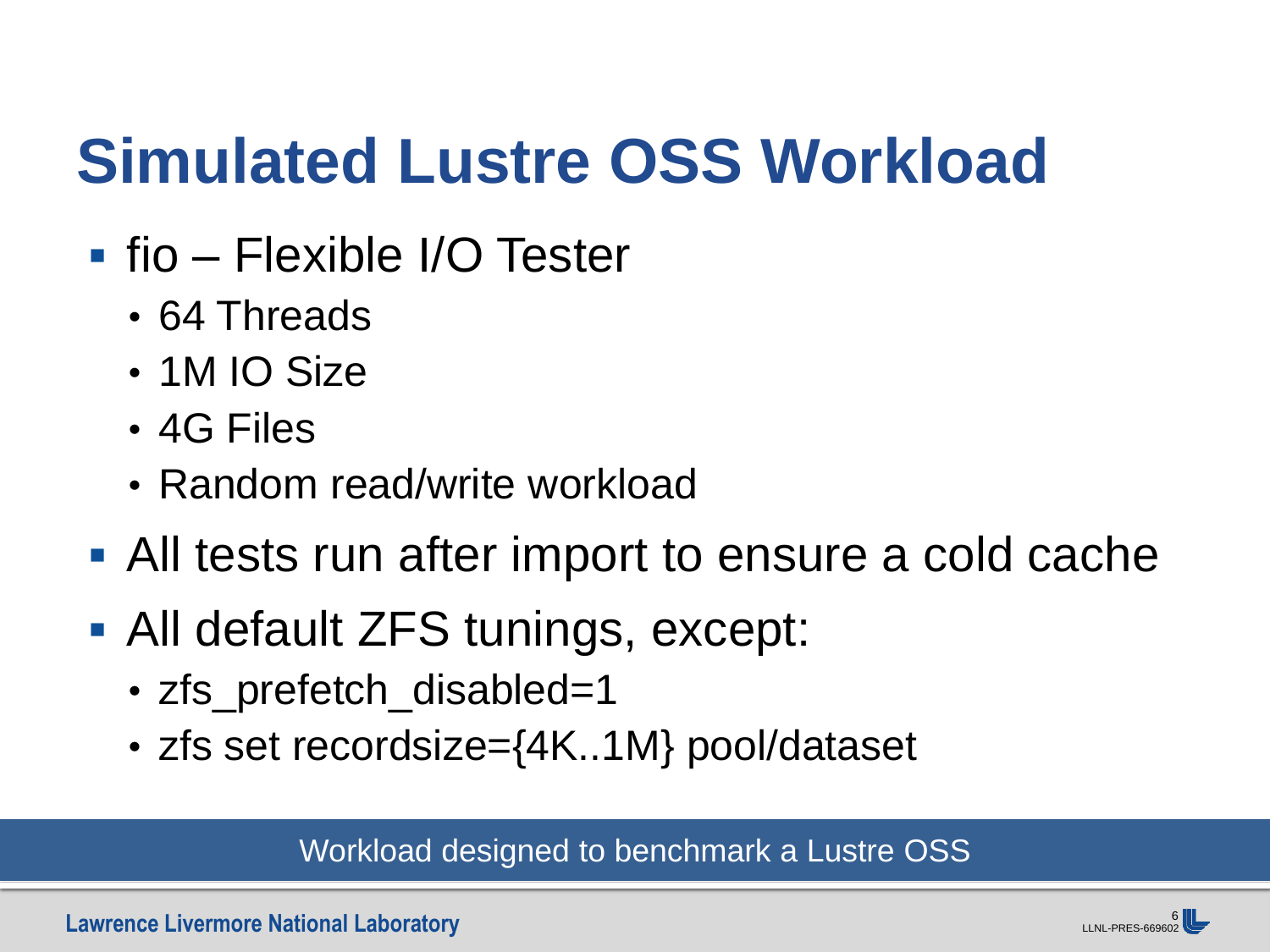# Simulated Lustre OSS Workload

- fio – Flexible I/O Tester
  - 64 Threads
  - 1M IO Size
  - 4G Files
  - Random read/write workload
- All tests run after import to ensure a cold cache
- All default ZFS tunings, except:
  - zfs_prefetch_disabled=1
  - zfs set recordsize={4K..1M} pool/dataset

Workload designed to benchmark a Lustre OSS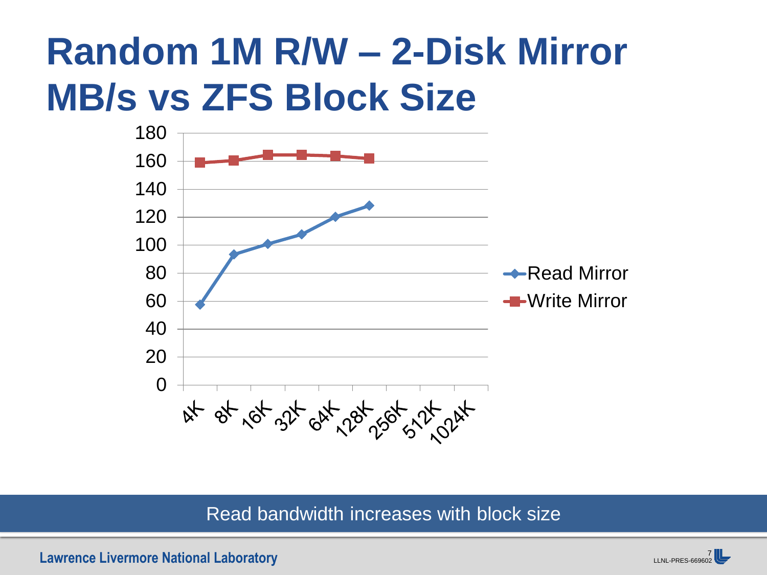# Random 1M R/W – 2-Disk Mirror MB/s vs ZFS Block Size

| Block Size | Read Mirror | Write Mirror |
|---|---|---|
| 4K | 58 | 159 |
| 8K | 93 | 160 |
| 16K | 101 | 164 |
| 32K | 108 | 164 |
| 64K | 120 | 164 |
| 128K | 128 | 162 |
| 256K | | |
| 512K | | |
| 1024K | | |

Read bandwidth increases with block size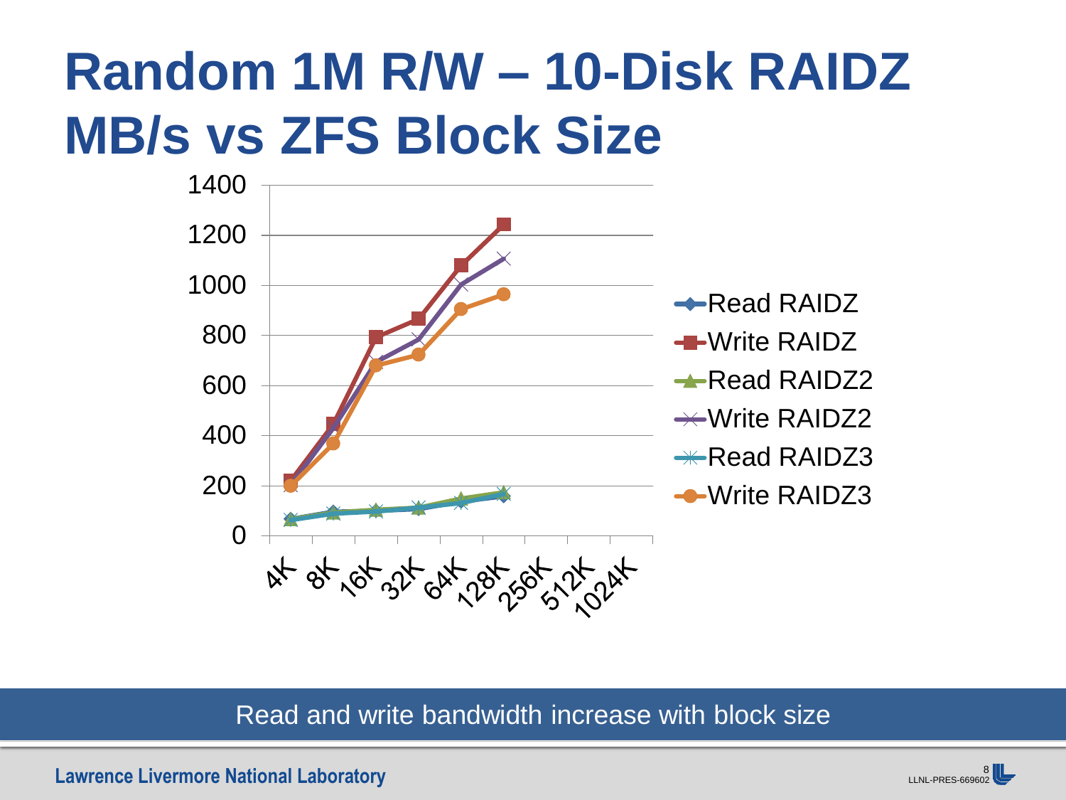# Random 1M R/W – 10-Disk RAIDZ MB/s vs ZFS Block Size

| Block Size | Read RAIDZ | Write RAIDZ | Read RAIDZ2 | Write RAIDZ2 | Read RAIDZ3 | Write RAIDZ3 |
|---|---|---|---|---|---|---|
| 4K | ~70 | ~220 | ~60 | ~195 | ~65 | ~200 |
| 8K | ~95 | ~445 | ~90 | ~430 | ~90 | ~370 |
| 16K | ~100 | ~790 | ~105 | ~695 | ~100 | ~680 |
| 32K | ~110 | ~865 | ~110 | ~785 | ~115 | ~725 |
| 64K | ~140 | ~1080 | ~150 | ~1000 | ~130 | ~905 |
| 128K | ~160 | ~1245 | ~175 | ~1110 | ~165 | ~965 |
| 256K | | | | | | |
| 512K | | | | | | |
| 1024K | | | | | | |

Read and write bandwidth increase with block size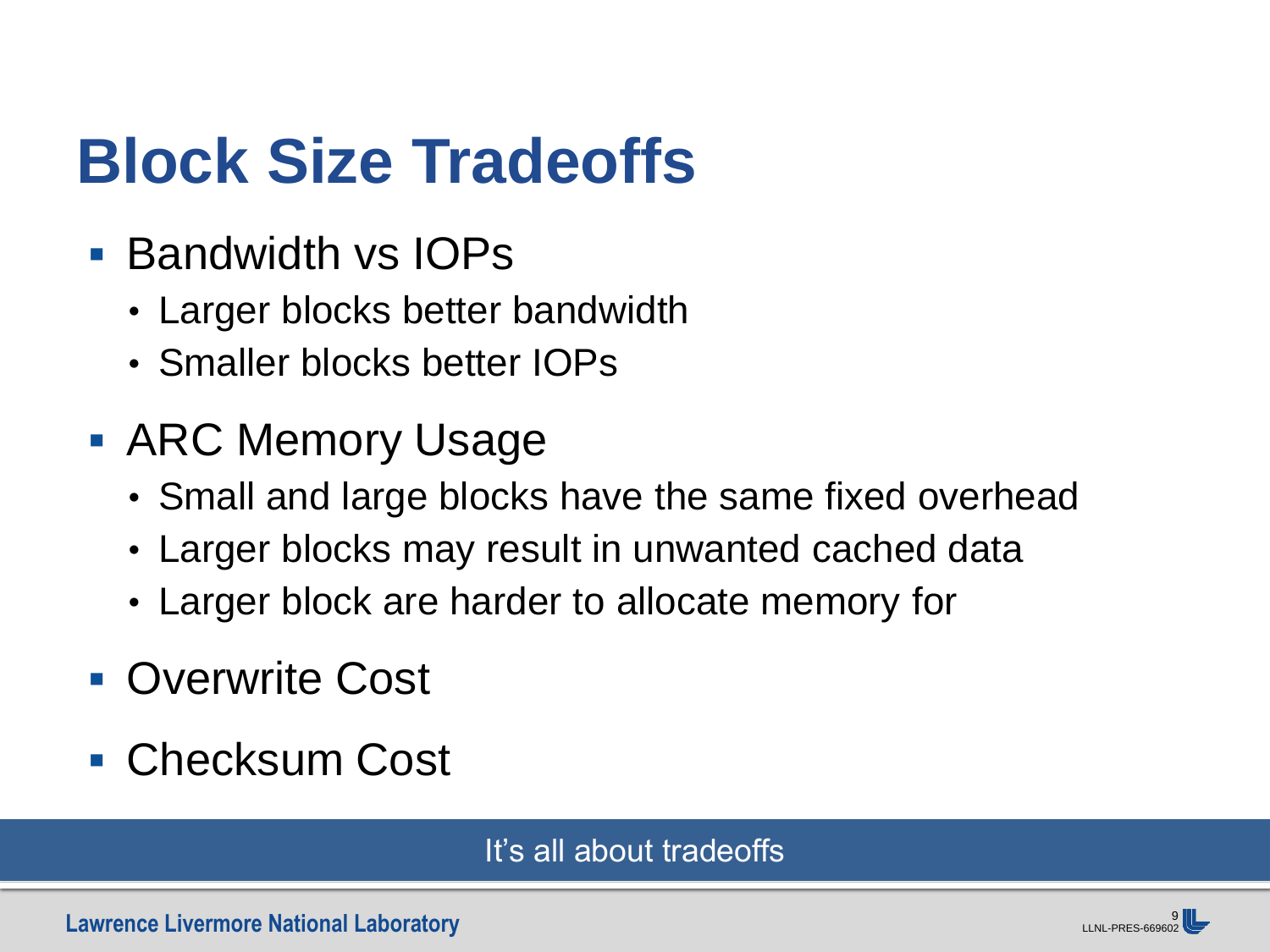# Block Size Tradeoffs

- Bandwidth vs IOPs
  - Larger blocks better bandwidth
  - Smaller blocks better IOPs
- ARC Memory Usage
  - Small and large blocks have the same fixed overhead
  - Larger blocks may result in unwanted cached data
  - Larger block are harder to allocate memory for
- Overwrite Cost
- Checksum Cost

It's all about tradeoffs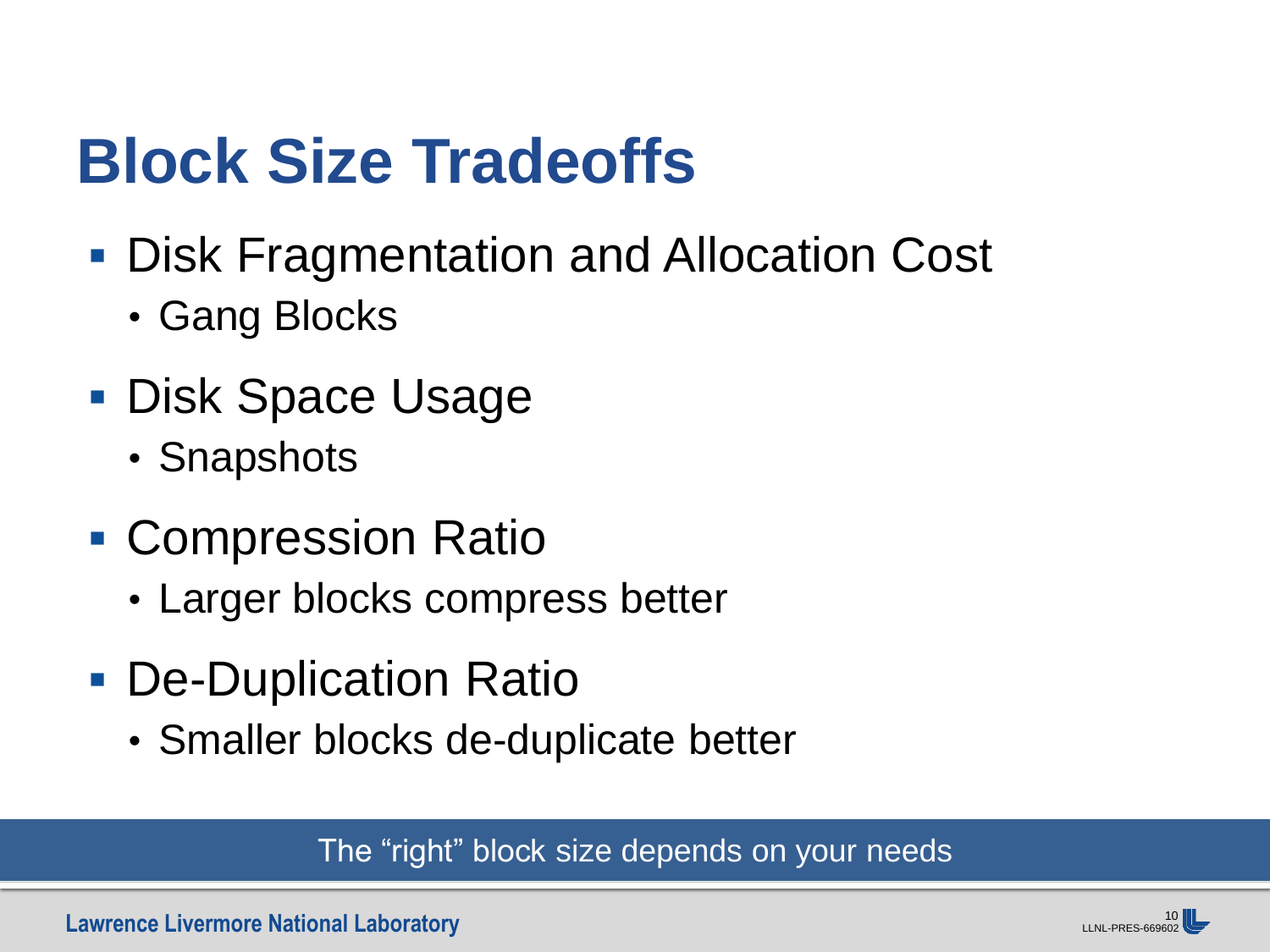# Block Size Tradeoffs

- Disk Fragmentation and Allocation Cost
  - Gang Blocks
- Disk Space Usage
  - Snapshots
- Compression Ratio
  - Larger blocks compress better
- De-Duplication Ratio
  - Smaller blocks de-duplicate better

The “right” block size depends on your needs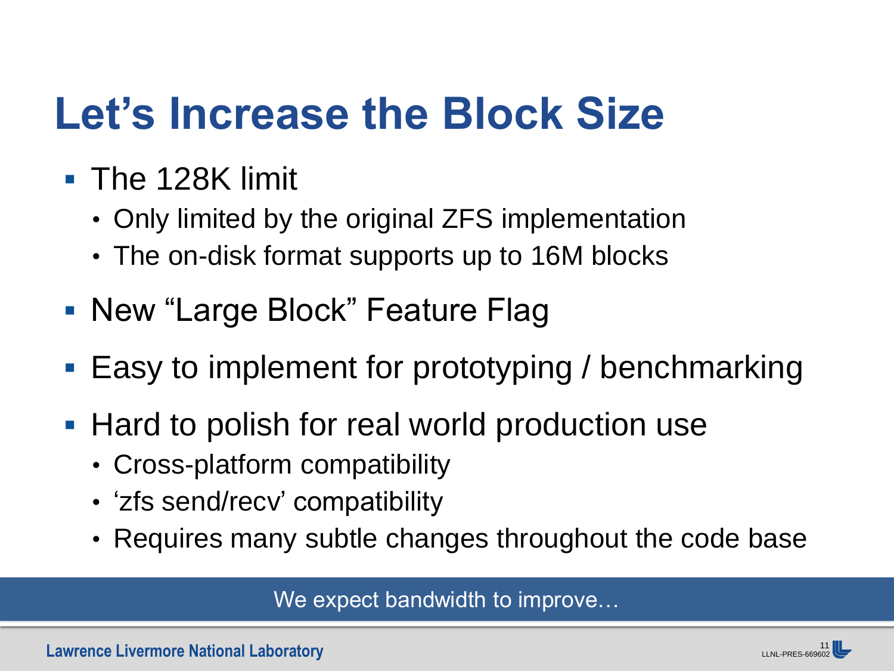# Let’s Increase the Block Size

- The 128K limit
  - Only limited by the original ZFS implementation
  - The on-disk format supports up to 16M blocks
- New “Large Block” Feature Flag
- Easy to implement for prototyping / benchmarking
- Hard to polish for real world production use
  - Cross-platform compatibility
  - ‘zfs send/recv’ compatibility
  - Requires many subtle changes throughout the code base

We expect bandwidth to improve…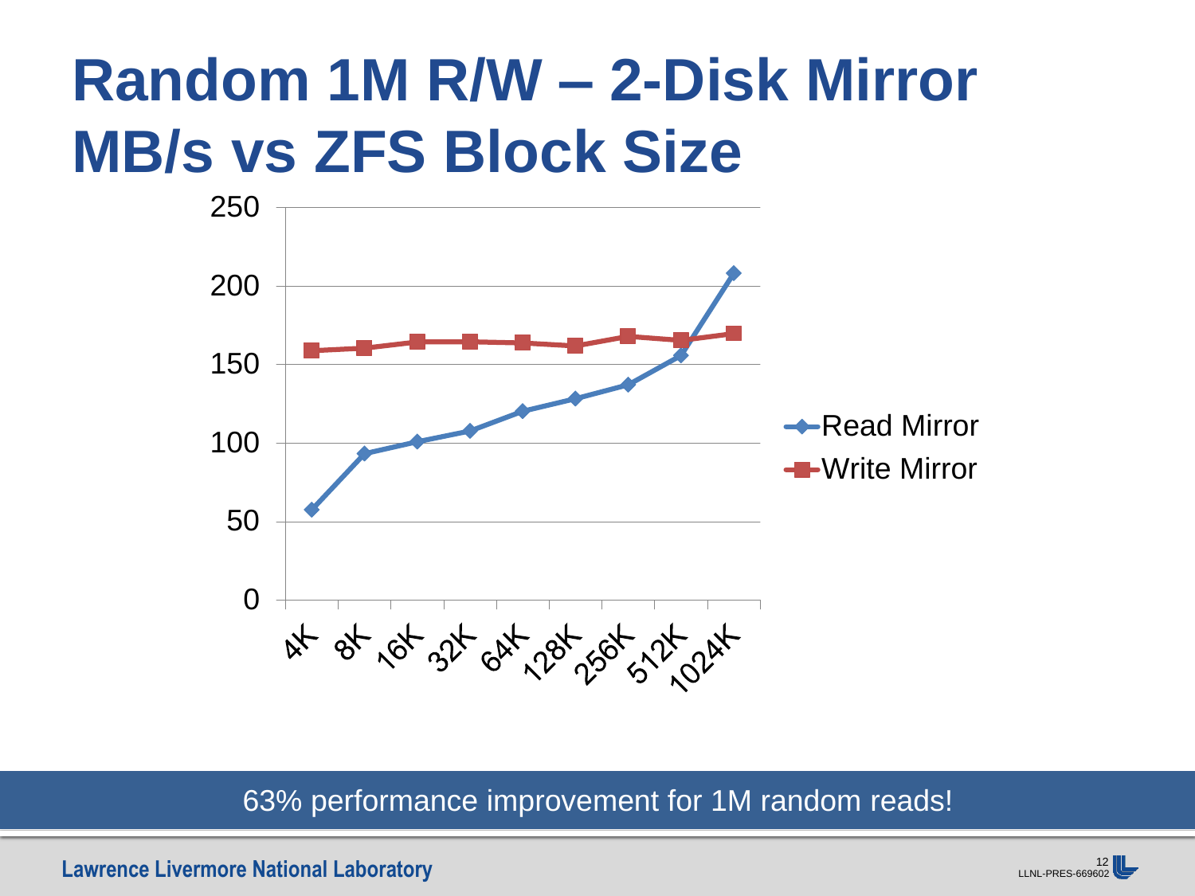# Random 1M R/W – 2-Disk Mirror MB/s vs ZFS Block Size

63% performance improvement for 1M random reads!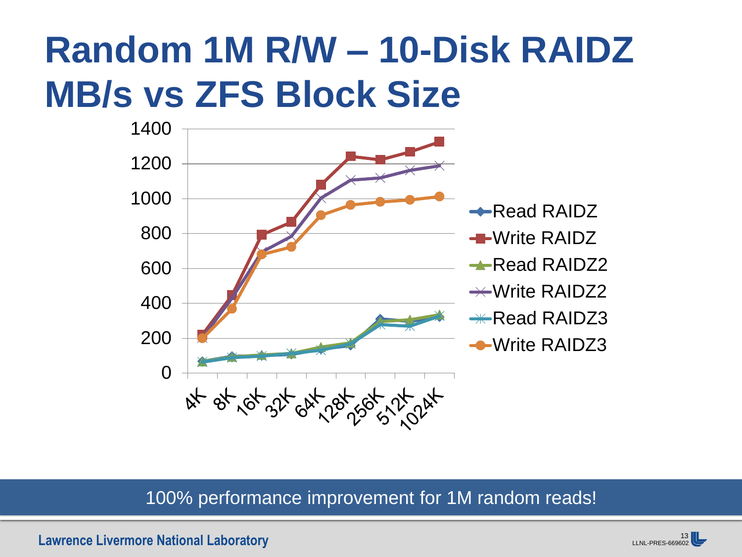# Random 1M R/W – 10-Disk RAIDZ MB/s vs ZFS Block Size

100% performance improvement for 1M random reads!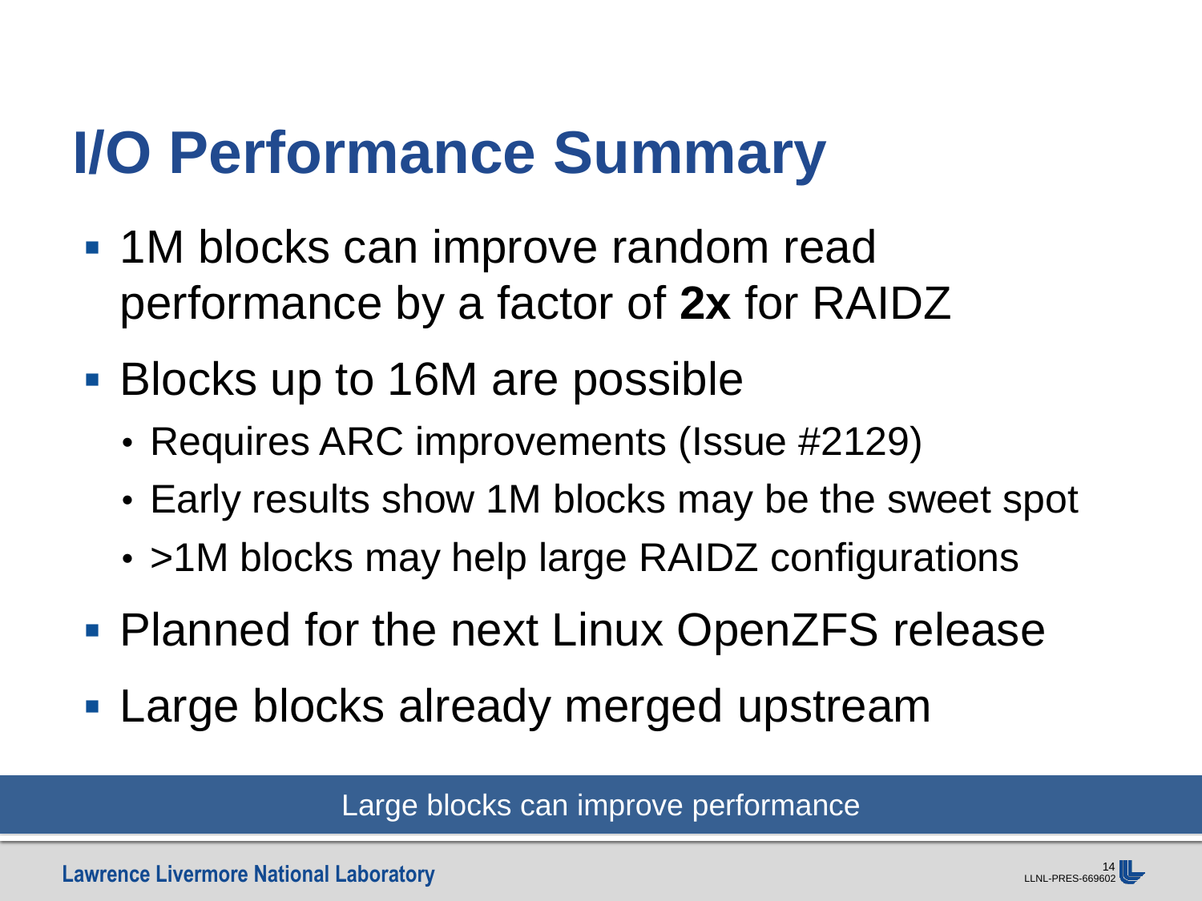# I/O Performance Summary

- 1M blocks can improve random read performance by a factor of **2x** for RAIDZ
- Blocks up to 16M are possible
  - Requires ARC improvements (Issue #2129)
  - Early results show 1M blocks may be the sweet spot
  - >1M blocks may help large RAIDZ configurations
- Planned for the next Linux OpenZFS release
- Large blocks already merged upstream

Large blocks can improve performance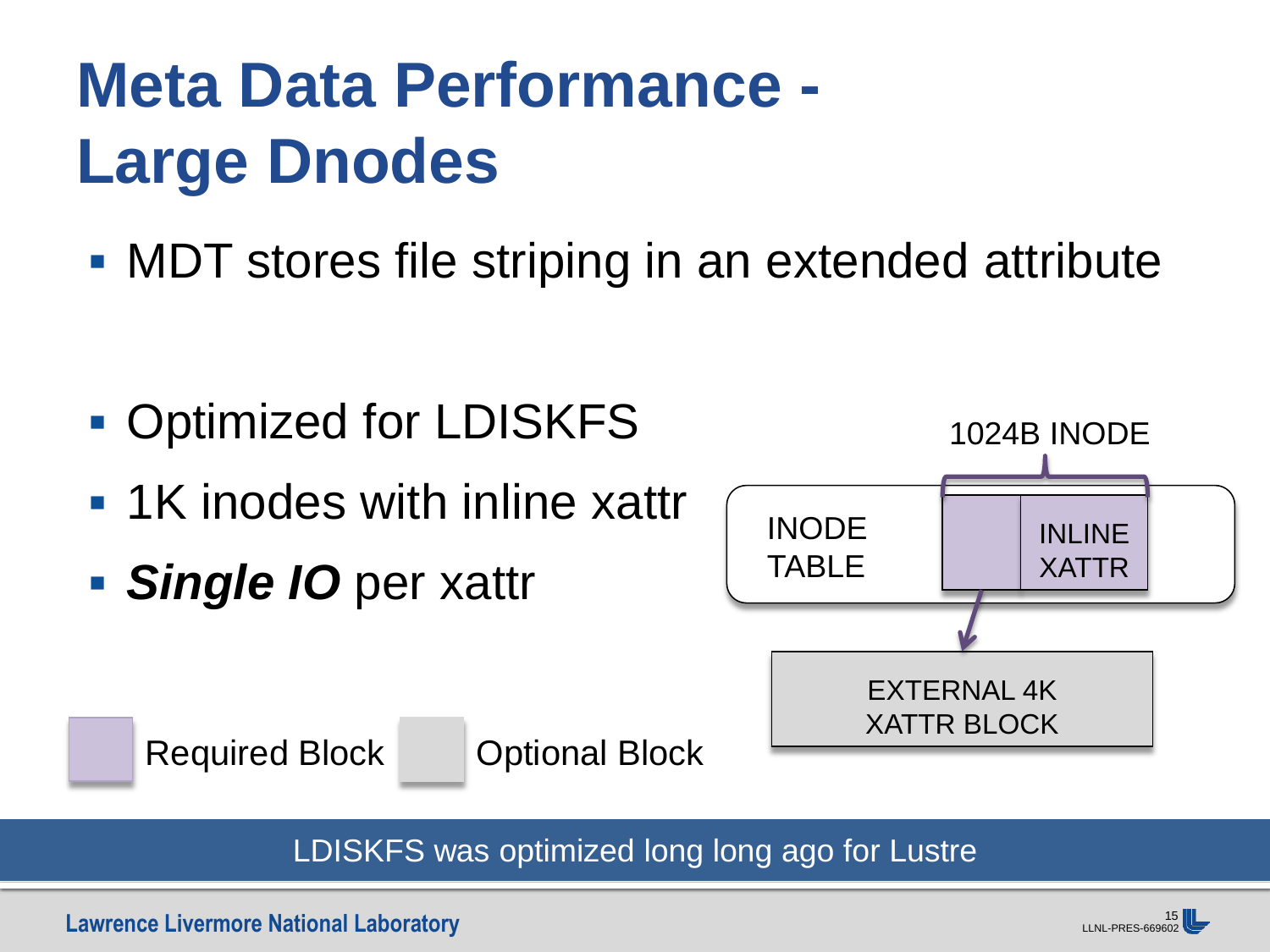# Meta Data Performance - Large Dnodes

- MDT stores file striping in an extended attribute

- Optimized for LDISKFS
- 1K inodes with inline xattr
- ***Single IO*** per xattr

1024B INODE

INODE TABLE

INLINE XATTR

EXTERNAL 4K XATTR BLOCK

Required Block   Optional Block

LDISKFS was optimized long long ago for Lustre

Lawrence Livermore National Laboratory

LLNL-PRES-669602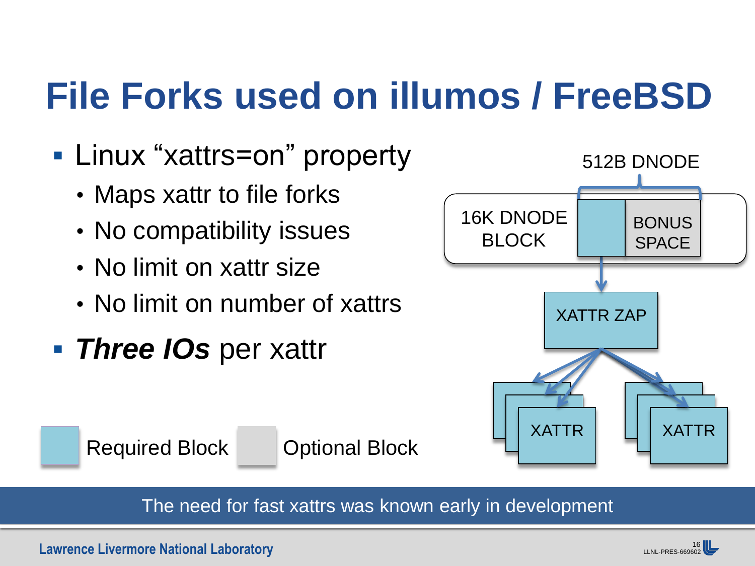# File Forks used on illumos / FreeBSD

- Linux “xattrs=on” property
  - Maps xattr to file forks
  - No compatibility issues
  - No limit on xattr size
  - No limit on number of xattrs
- ***Three IOs*** per xattr

512B DNODE

16K DNODE BLOCK

BONUS SPACE

XATTR ZAP

XATTR

XATTR

Required Block Optional Block

The need for fast xattrs was known early in development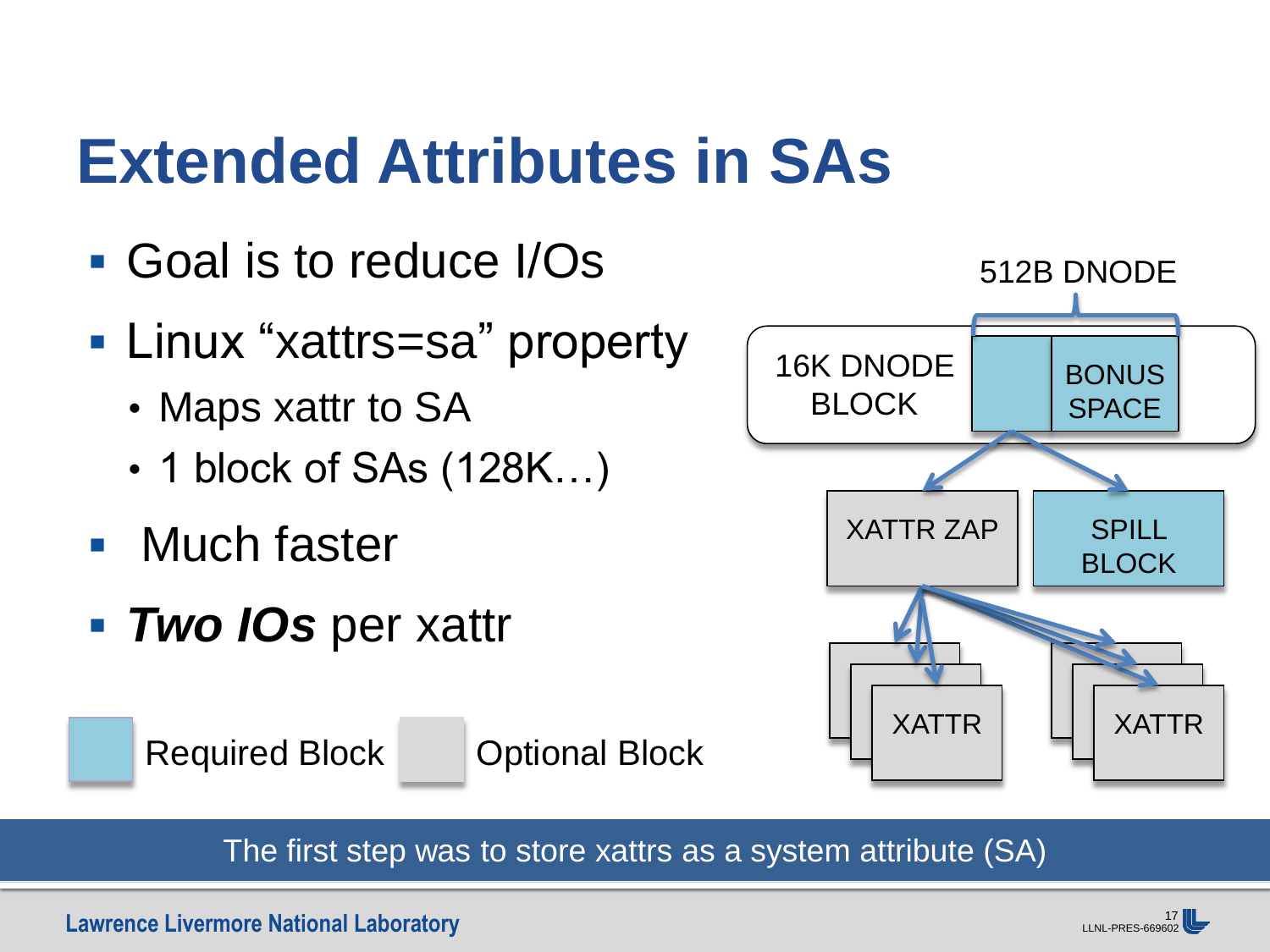# Extended Attributes in SAs

- Goal is to reduce I/Os
- Linux "xattrs=sa" property
  - Maps xattr to SA
  - 1 block of SAs (128K…)
- Much faster
- ***Two IOs*** per xattr

512B DNODE

16K DNODE BLOCK

BONUS SPACE

XATTR ZAP

SPILL BLOCK

XATTR

XATTR

Required Block

Optional Block

The first step was to store xattrs as a system attribute (SA)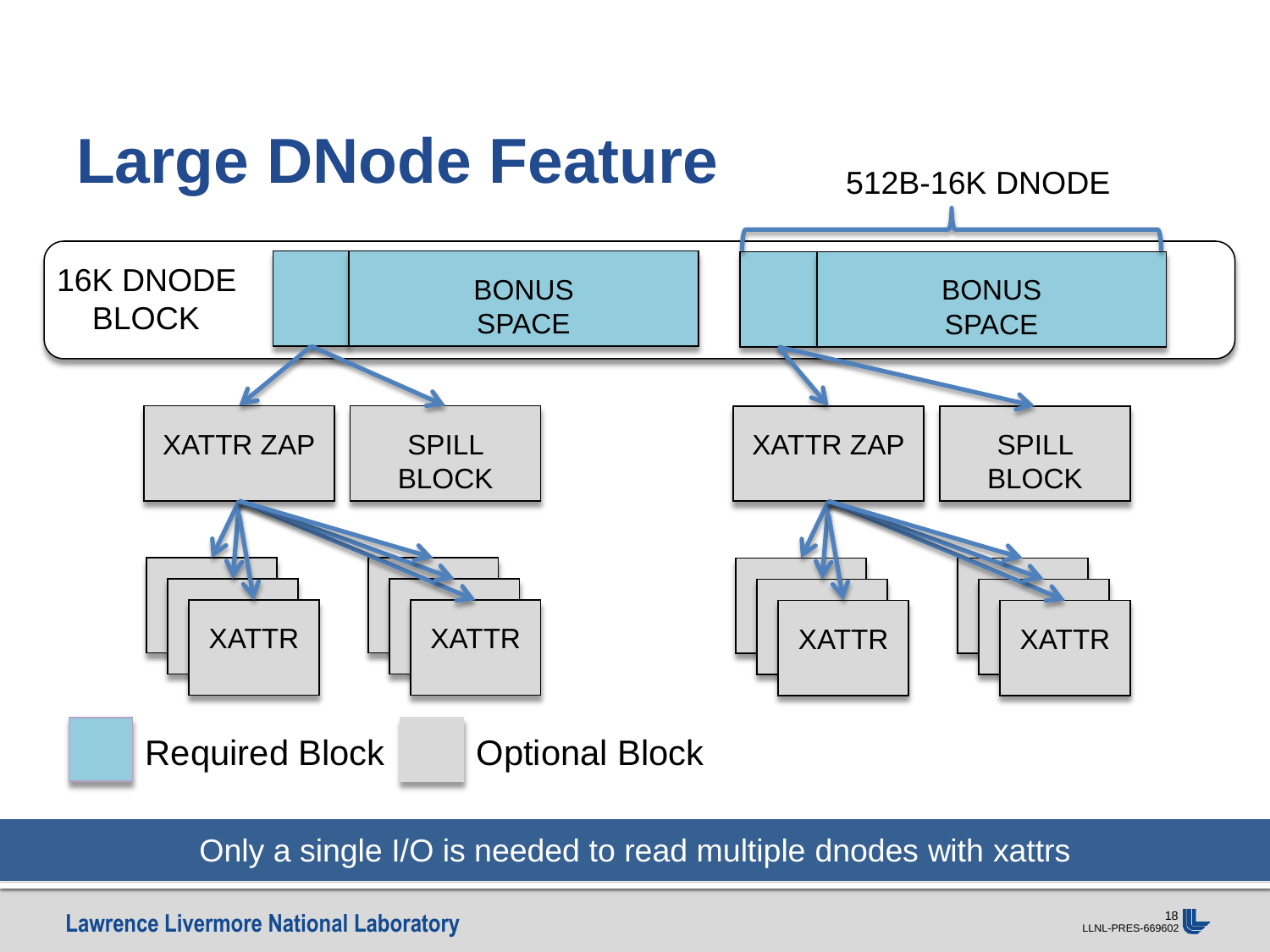# Large DNode Feature

512B-16K DNODE

16K DNODE BLOCK

BONUS SPACE

BONUS SPACE

XATTR ZAP

SPILL BLOCK

XATTR ZAP

SPILL BLOCK

XATTR

XATTR

XATTR

XATTR

Required Block

Optional Block

Only a single I/O is needed to read multiple dnodes with xattrs

Lawrence Livermore National Laboratory

LLNL-PRES-669602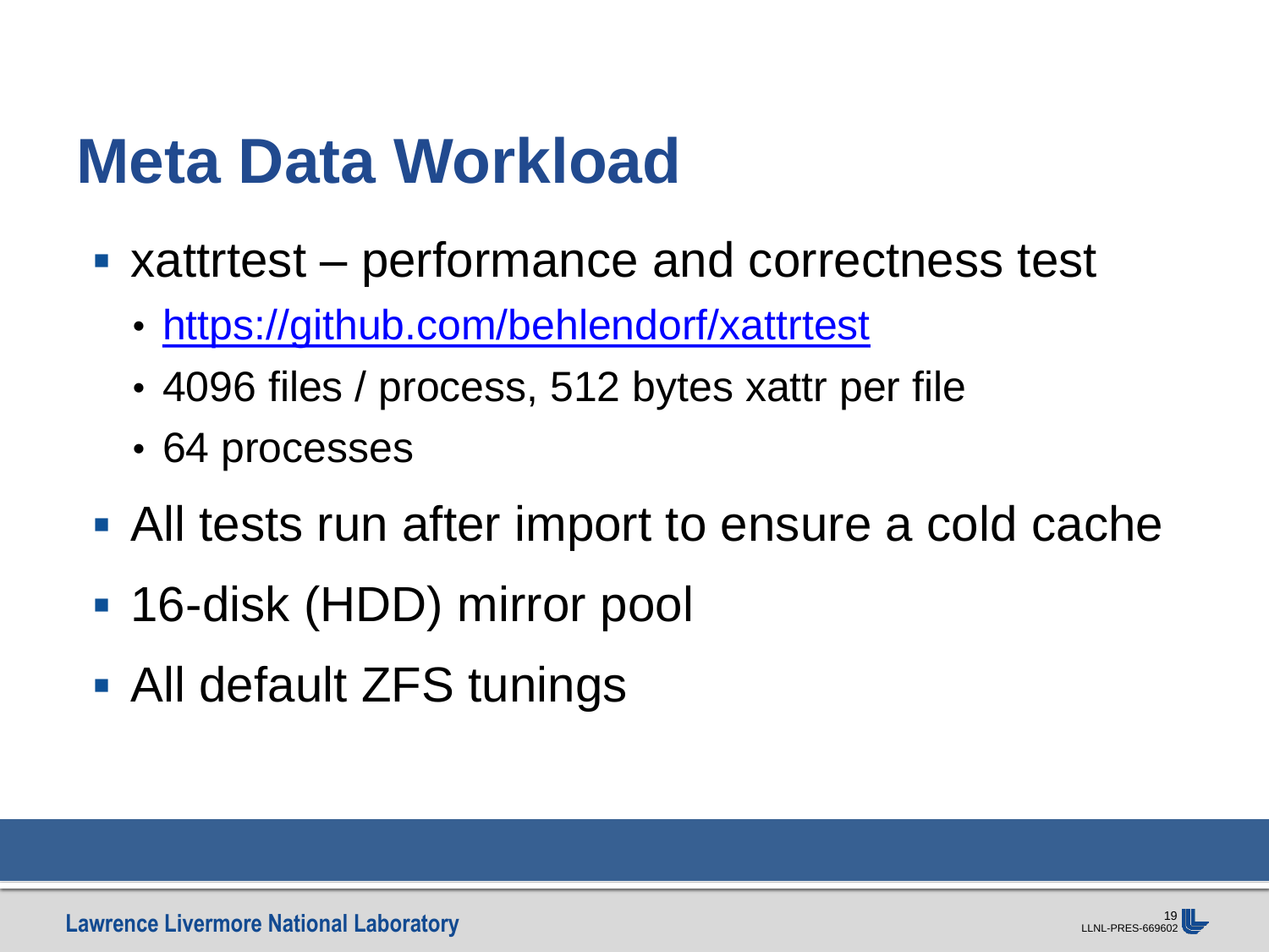# Meta Data Workload

- xattrtest – performance and correctness test
  - https://github.com/behlendorf/xattrtest
  - 4096 files / process, 512 bytes xattr per file
  - 64 processes
- All tests run after import to ensure a cold cache
- 16-disk (HDD) mirror pool
- All default ZFS tunings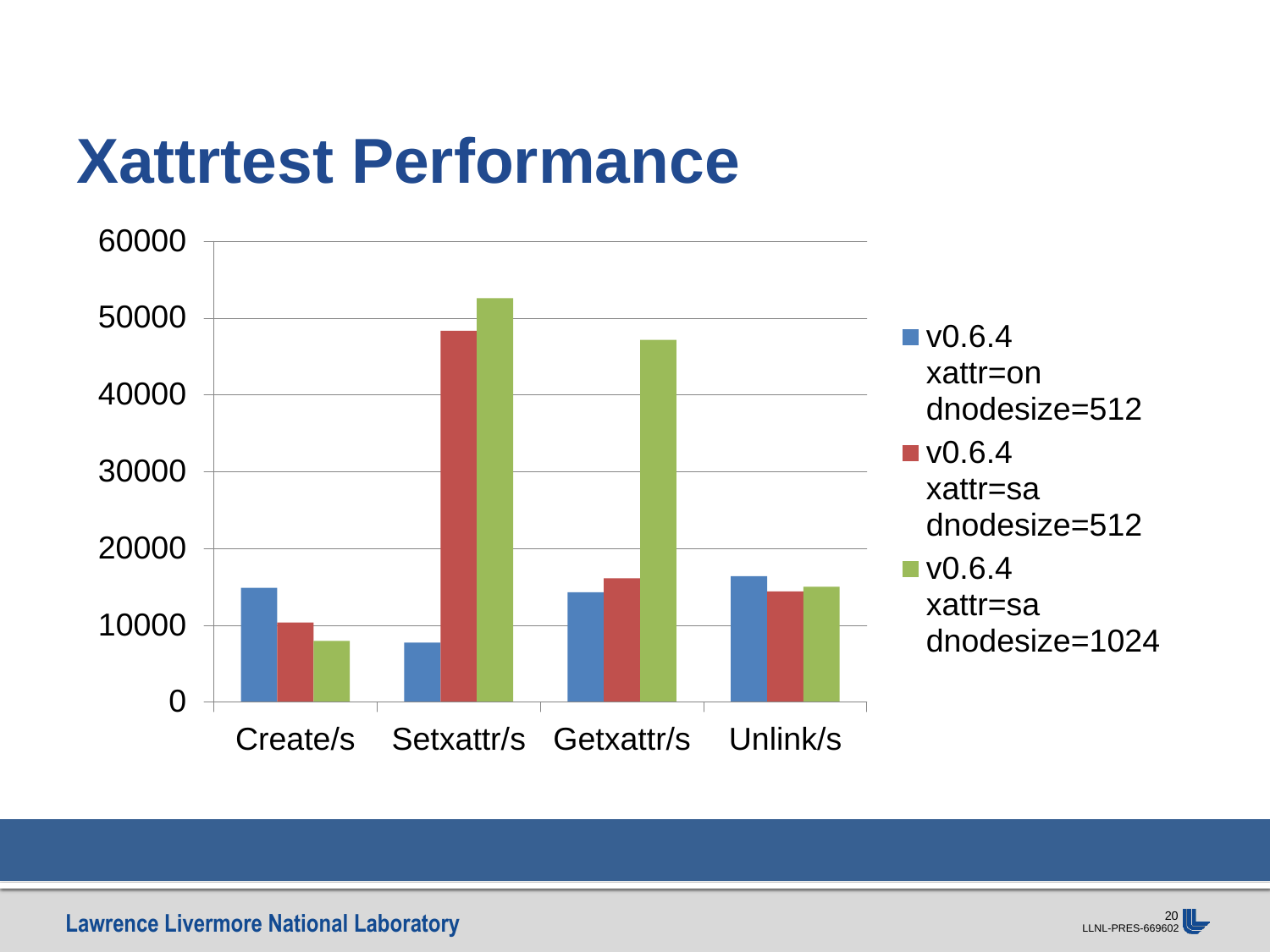# Xattrtest Performance

| | v0.6.4 xattr=on dnodesize=512 | v0.6.4 xattr=sa dnodesize=512 | v0.6.4 xattr=sa dnodesize=1024 |
|---|---|---|---|
| Create/s | ~14800 | ~10300 | ~7900 |
| Setxattr/s | ~7700 | ~48300 | ~52500 |
| Getxattr/s | ~14200 | ~16100 | ~47100 |
| Unlink/s | ~16300 | ~14400 | ~15000 |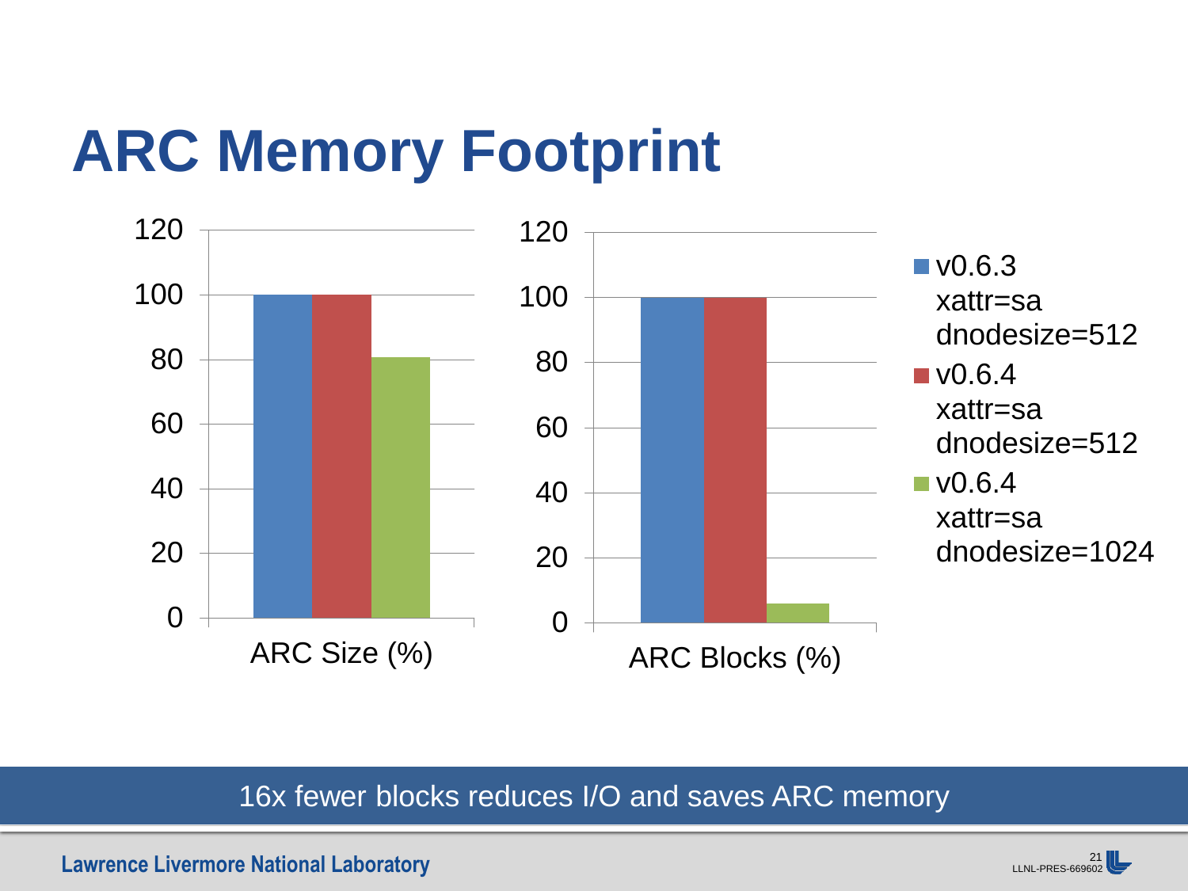# ARC Memory Footprint

| | ARC Size (%) | ARC Blocks (%) |
|---|---|---|
| v0.6.3 xattr=sa dnodesize=512 | 100 | 100 |
| v0.6.4 xattr=sa dnodesize=512 | 100 | 100 |
| v0.6.4 xattr=sa dnodesize=1024 | ~81 | ~6 |

16x fewer blocks reduces I/O and saves ARC memory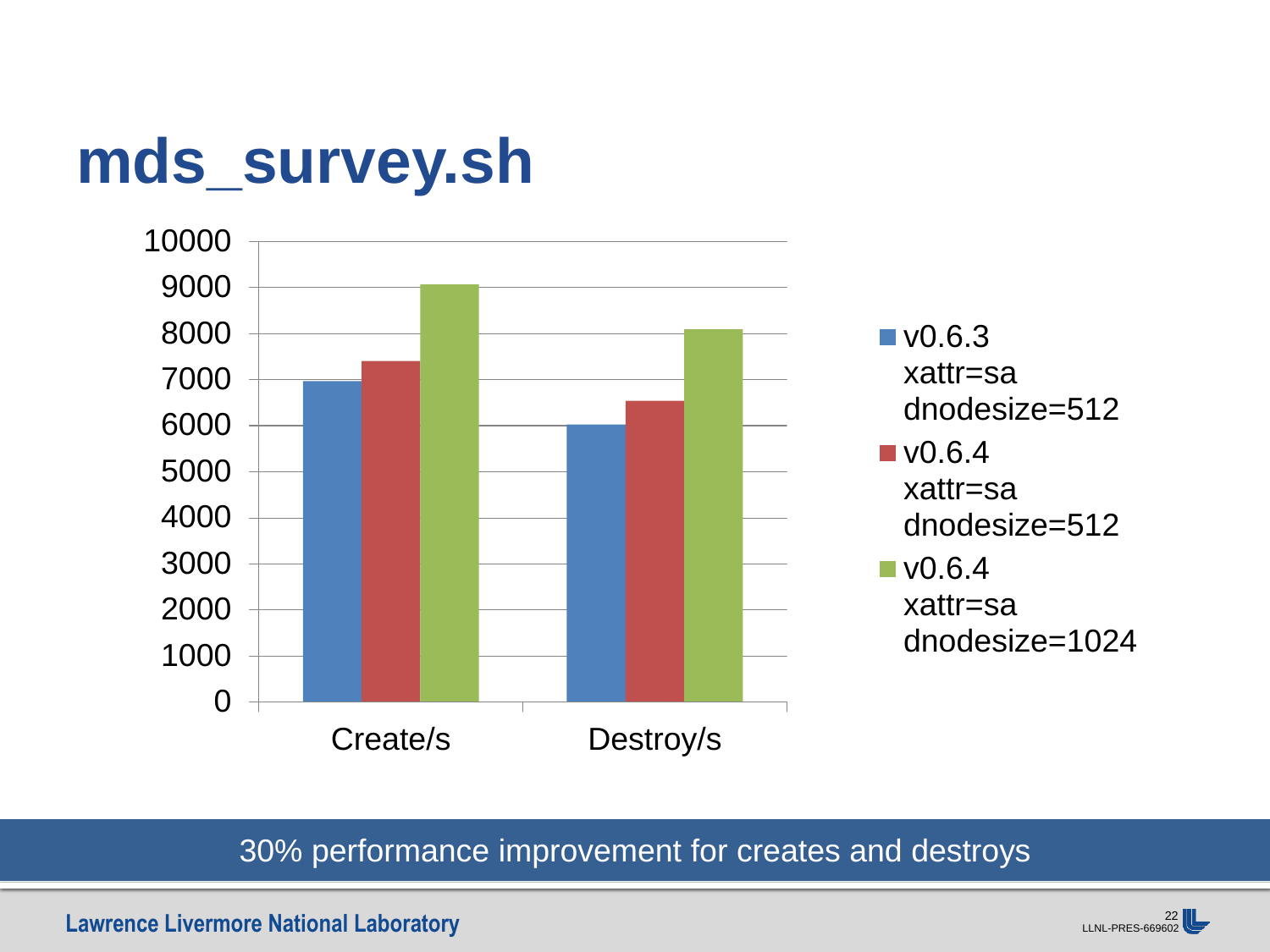# mds_survey.sh

| | Create/s | Destroy/s |
|---|---|---|
| v0.6.3 xattr=sa dnodesize=512 | ~6950 | ~6000 |
| v0.6.4 xattr=sa dnodesize=512 | ~7400 | ~6550 |
| v0.6.4 xattr=sa dnodesize=1024 | ~9050 | ~8100 |

30% performance improvement for creates and destroys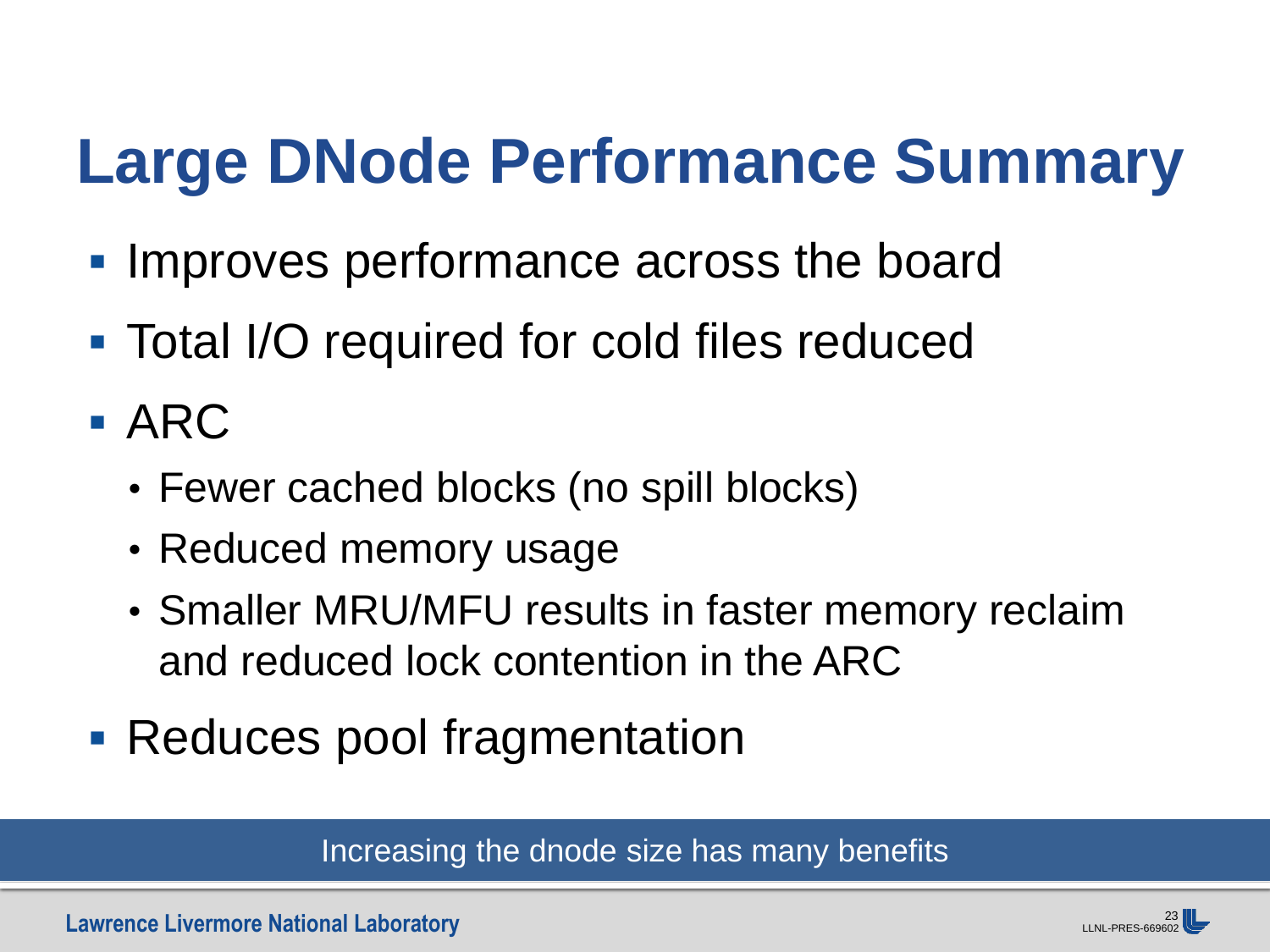# Large DNode Performance Summary

- Improves performance across the board
- Total I/O required for cold files reduced
- ARC
  - Fewer cached blocks (no spill blocks)
  - Reduced memory usage
  - Smaller MRU/MFU results in faster memory reclaim and reduced lock contention in the ARC
- Reduces pool fragmentation

Increasing the dnode size has many benefits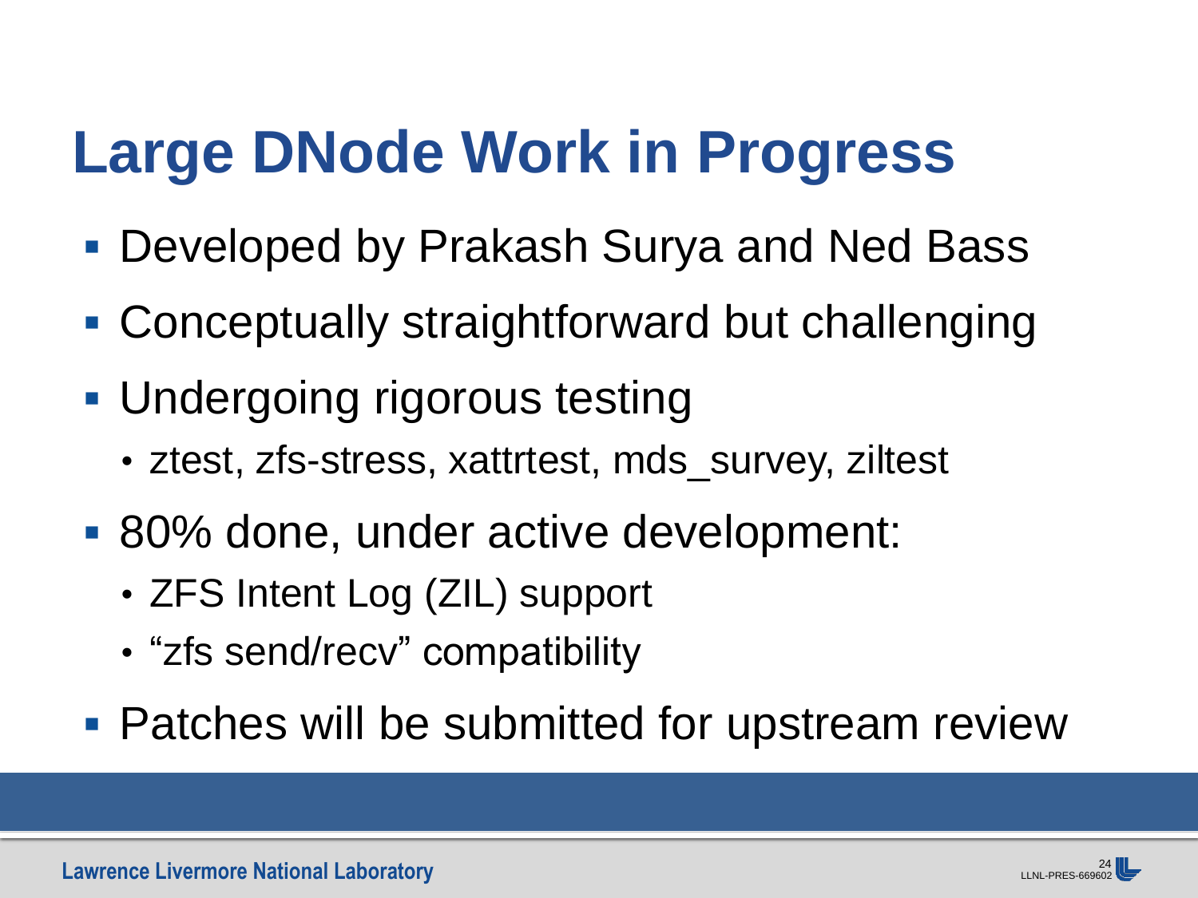# Large DNode Work in Progress

- Developed by Prakash Surya and Ned Bass
- Conceptually straightforward but challenging
- Undergoing rigorous testing
  - ztest, zfs-stress, xattrtest, mds_survey, ziltest
- 80% done, under active development:
  - ZFS Intent Log (ZIL) support
  - "zfs send/recv" compatibility
- Patches will be submitted for upstream review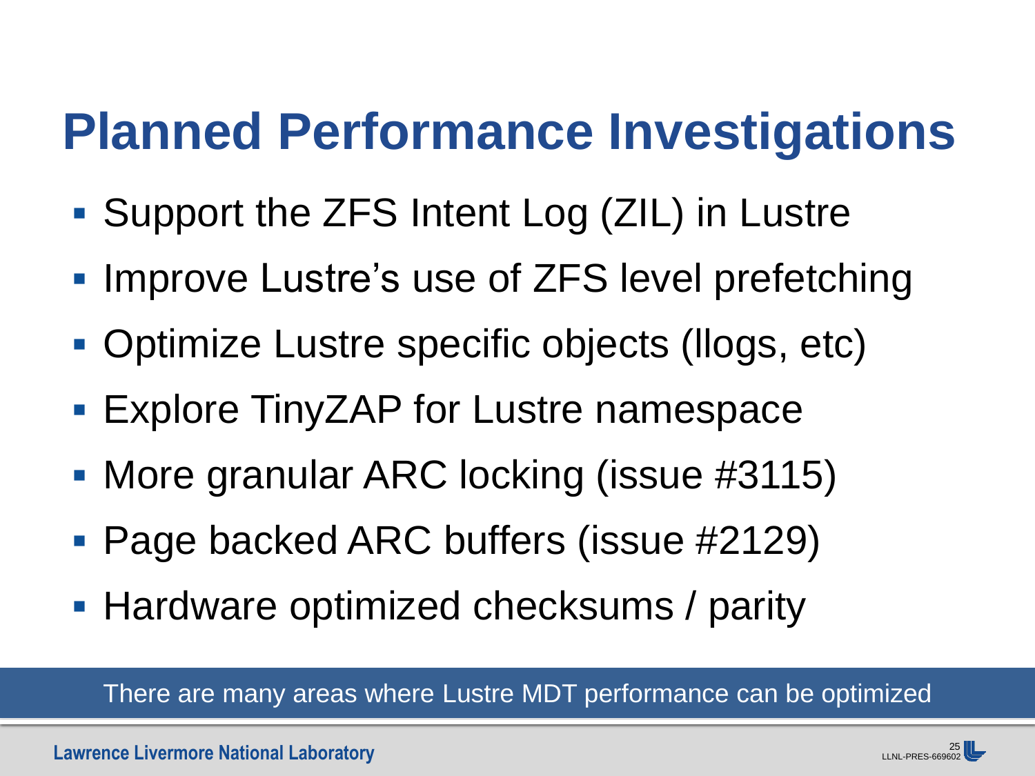# Planned Performance Investigations

- Support the ZFS Intent Log (ZIL) in Lustre
- Improve Lustre's use of ZFS level prefetching
- Optimize Lustre specific objects (llogs, etc)
- Explore TinyZAP for Lustre namespace
- More granular ARC locking (issue #3115)
- Page backed ARC buffers (issue #2129)
- Hardware optimized checksums / parity

There are many areas where Lustre MDT performance can be optimized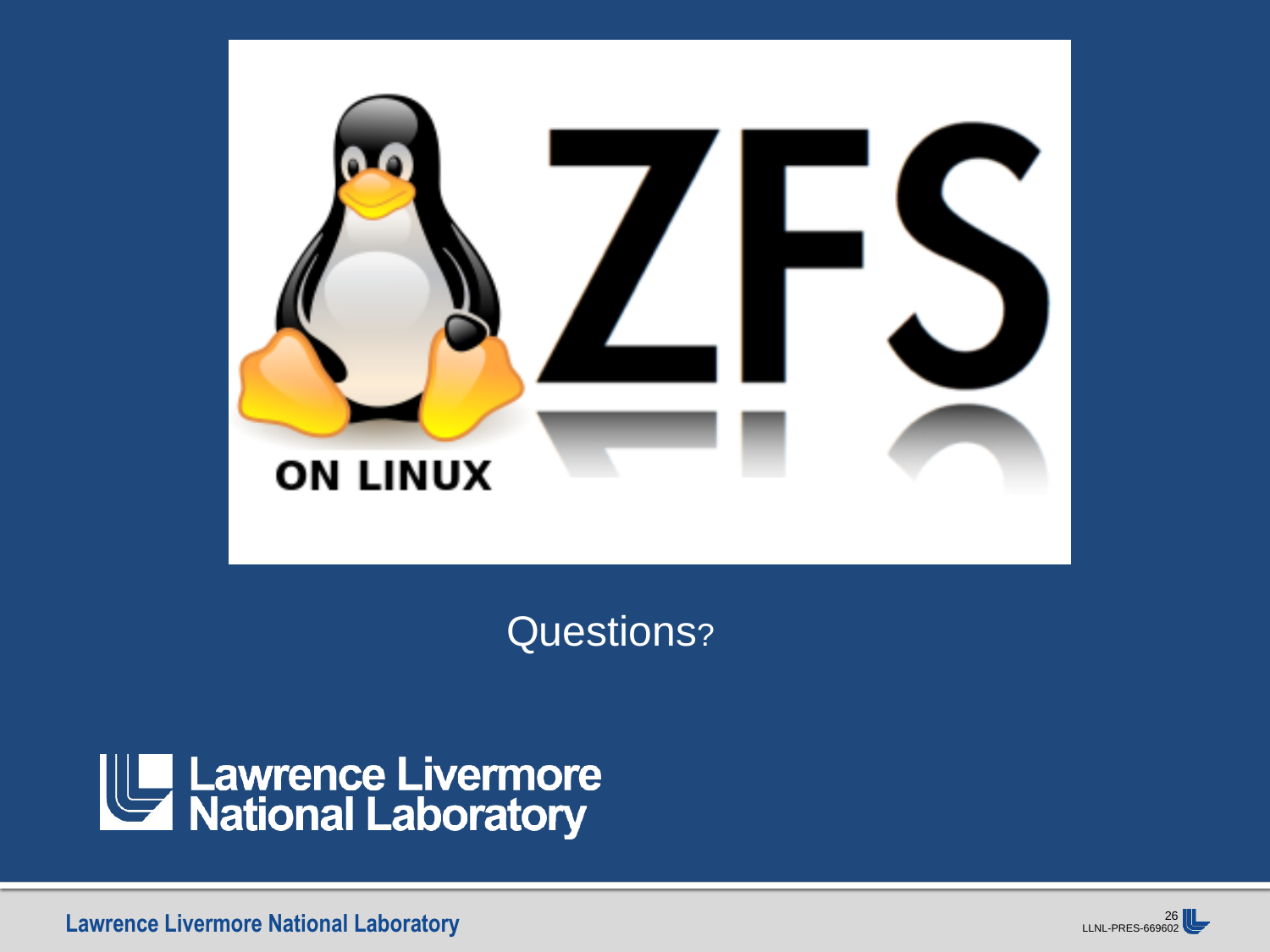ZFS ON LINUX

Questions?

Lawrence Livermore National Laboratory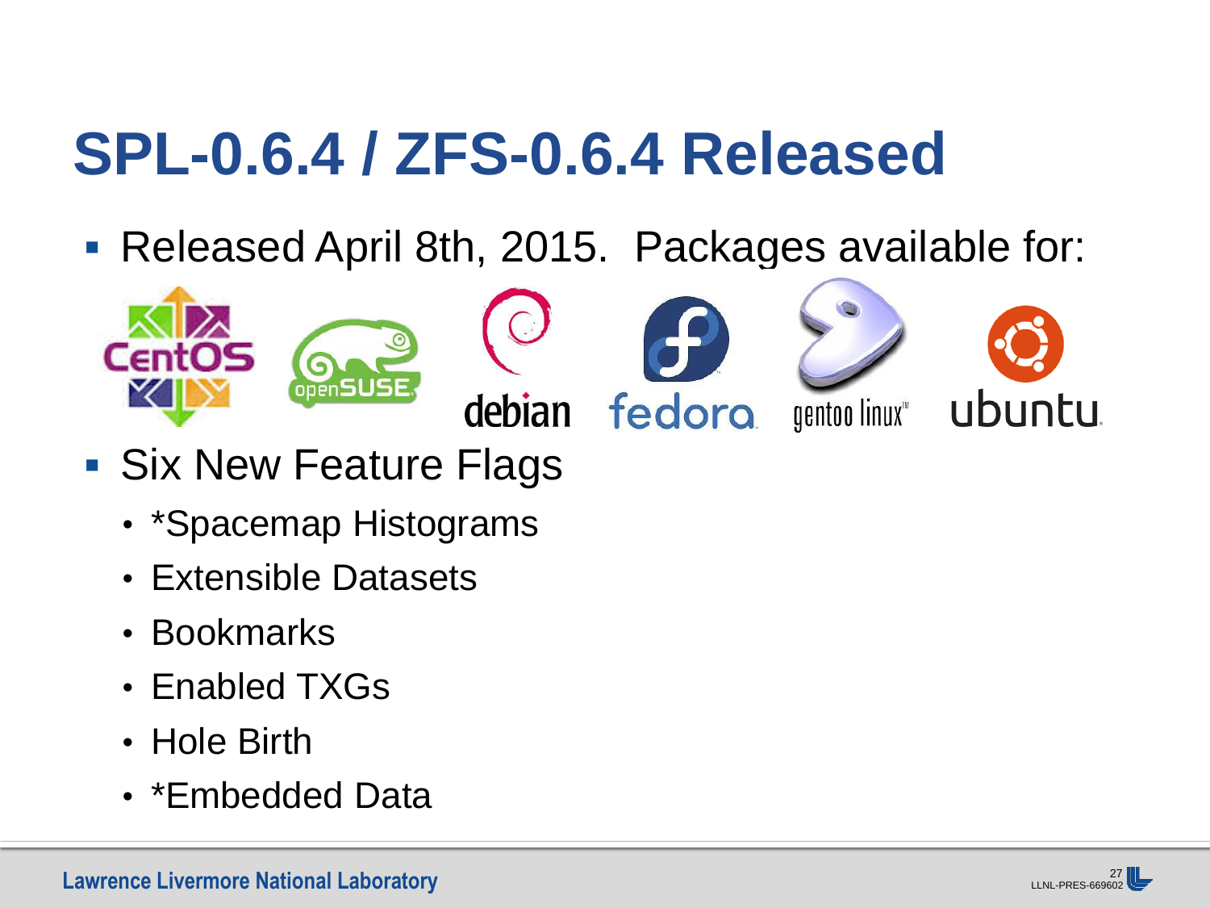# SPL-0.6.4 / ZFS-0.6.4 Released

- Released April 8th, 2015. Packages available for:

CentOS openSUSE debian fedora gentoo linux ubuntu

- Six New Feature Flags
  - *Spacemap Histograms
  - Extensible Datasets
  - Bookmarks
  - Enabled TXGs
  - Hole Birth
  - *Embedded Data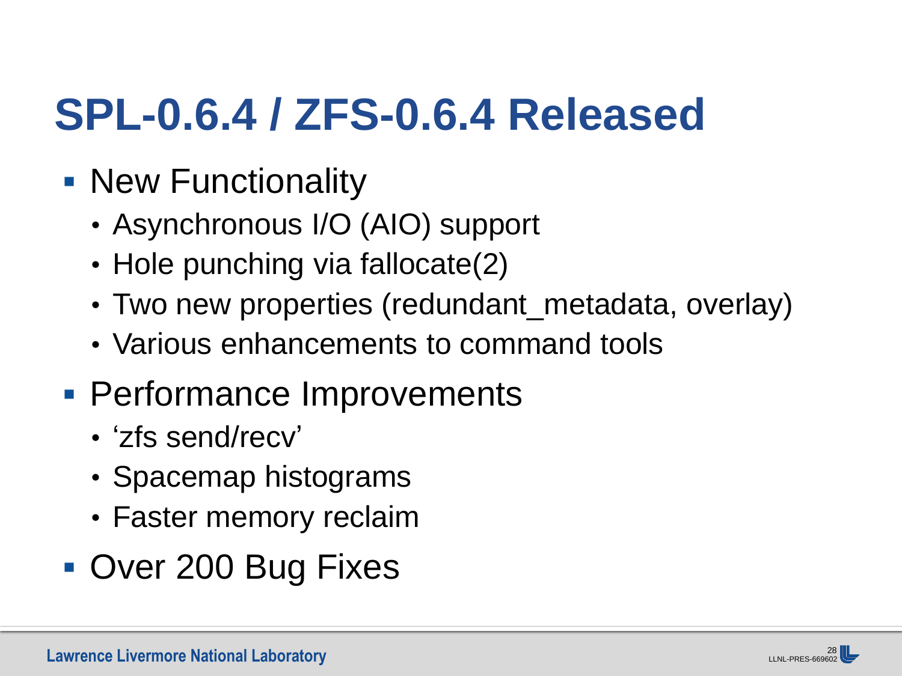# SPL-0.6.4 / ZFS-0.6.4 Released

- New Functionality
  - Asynchronous I/O (AIO) support
  - Hole punching via fallocate(2)
  - Two new properties (redundant_metadata, overlay)
  - Various enhancements to command tools
- Performance Improvements
  - ‘zfs send/recv’
  - Spacemap histograms
  - Faster memory reclaim
- Over 200 Bug Fixes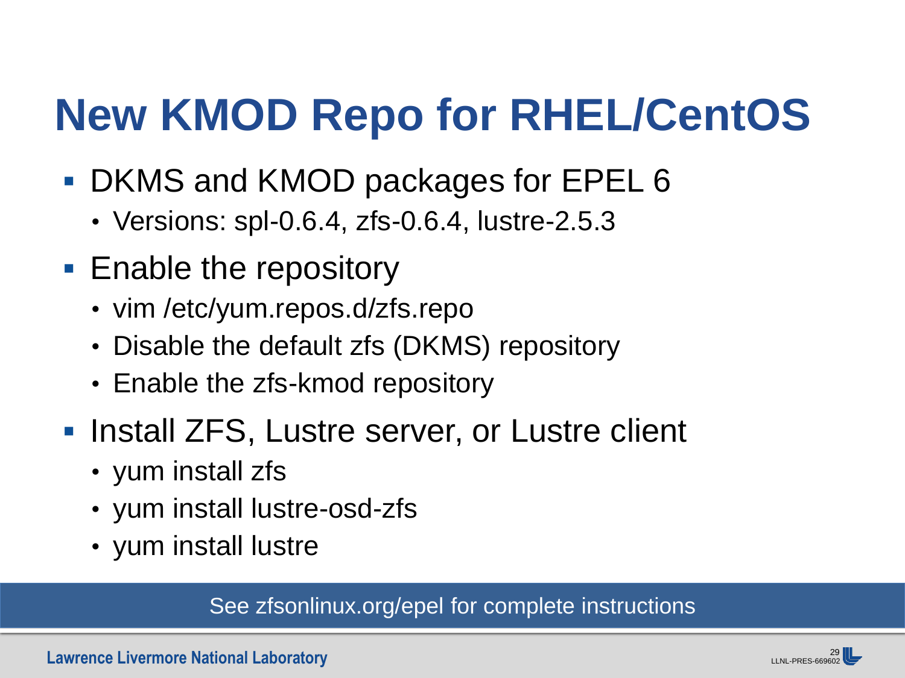# New KMOD Repo for RHEL/CentOS

- DKMS and KMOD packages for EPEL 6
  - Versions: spl-0.6.4, zfs-0.6.4, lustre-2.5.3
- Enable the repository
  - vim /etc/yum.repos.d/zfs.repo
  - Disable the default zfs (DKMS) repository
  - Enable the zfs-kmod repository
- Install ZFS, Lustre server, or Lustre client
  - yum install zfs
  - yum install lustre-osd-zfs
  - yum install lustre

See zfsonlinux.org/epel for complete instructions